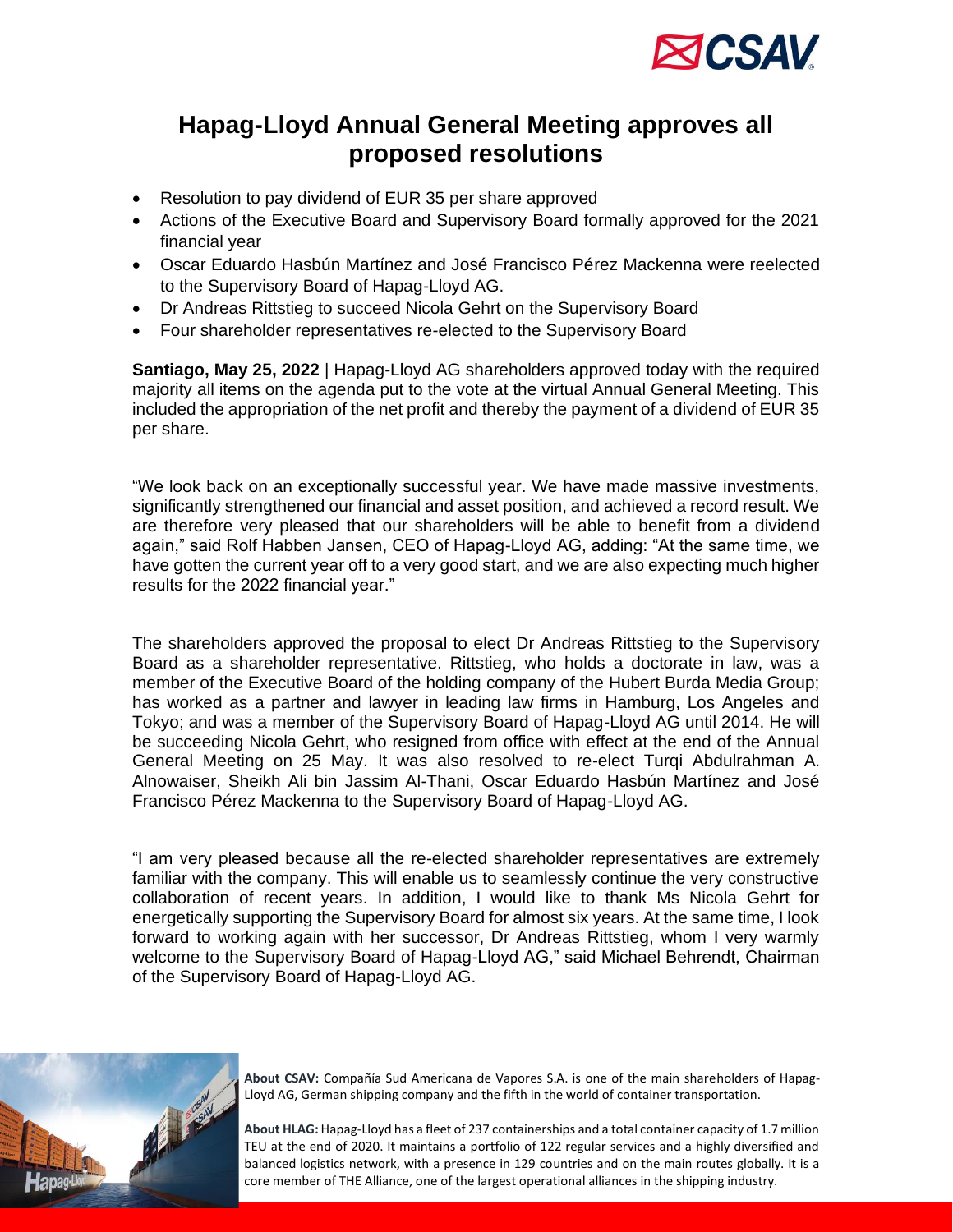# Hapag-Lloyd Annual General Meeting approves all proposed resolutions

- Resolution to pay dividend of EUR 35 per share approved
- Actions of the Executive Board and Supervisory Board formally approved for the 2021 financial year
- Oscar Eduardo Hasbún Martínez and José Francisco Pérez Mackenna were reelected to the Supervisory Board of Hapag-Lloyd AG.
- Dr Andreas Rittstieg to succeed Nicola Gehrt on the Supervisory Board
- Four shareholder representatives re-elected to the Supervisory Board

**Santiago, May 25, 2022** | Hapag-Lloyd AG shareholders approved today with the required majority all items on the agenda put to the vote at the virtual Annual General Meeting. This included the appropriation of the net profit and thereby the payment of a dividend of EUR 35 per share.

"We look back on an exceptionally successful year. We have made massive investments, significantly strengthened our financial and asset position, and achieved a record result. We are therefore very pleased that our shareholders will be able to benefit from a dividend again," said Rolf Habben Jansen, CEO of Hapag-Lloyd AG, adding: "At the same time, we have gotten the current year off to a very good start, and we are also expecting much higher results for the 2022 financial year."

The shareholders approved the proposal to elect Dr Andreas Rittstieg to the Supervisory Board as a shareholder representative. Rittstieg, who holds a doctorate in law, was a member of the Executive Board of the holding company of the Hubert Burda Media Group; has worked as a partner and lawyer in leading law firms in Hamburg, Los Angeles and Tokyo; and was a member of the Supervisory Board of Hapag-Lloyd AG until 2014. He will be succeeding Nicola Gehrt, who resigned from office with effect at the end of the Annual General Meeting on 25 May. It was also resolved to re-elect Turqi Abdulrahman A. Alnowaiser, Sheikh Ali bin Jassim Al-Thani, Oscar Eduardo Hasbún Martínez and José Francisco Pérez Mackenna to the Supervisory Board of Hapag-Lloyd AG.

"I am very pleased because all the re-elected shareholder representatives are extremely familiar with the company. This will enable us to seamlessly continue the very constructive collaboration of recent years. In addition, I would like to thank Ms Nicola Gehrt for energetically supporting the Supervisory Board for almost six years. At the same time, I look forward to working again with her successor, Dr Andreas Rittstieg, whom I very warmly welcome to the Supervisory Board of Hapag-Lloyd AG," said Michael Behrendt, Chairman of the Supervisory Board of Hapag-Lloyd AG.

**About CSAV:** Compañía Sud Americana de Vapores S.A. is one of the main shareholders of Hapag-Lloyd AG, German shipping company and the fifth in the world of container transportation.

**About HLAG:** Hapag-Lloyd has a fleet of 237 containerships and a total container capacity of 1.7 million TEU at the end of 2020. It maintains a portfolio of 122 regular services and a highly diversified and balanced logistics network, with a presence in 129 countries and on the main routes globally. It is a core member of THE Alliance, one of the largest operational alliances in the shipping industry.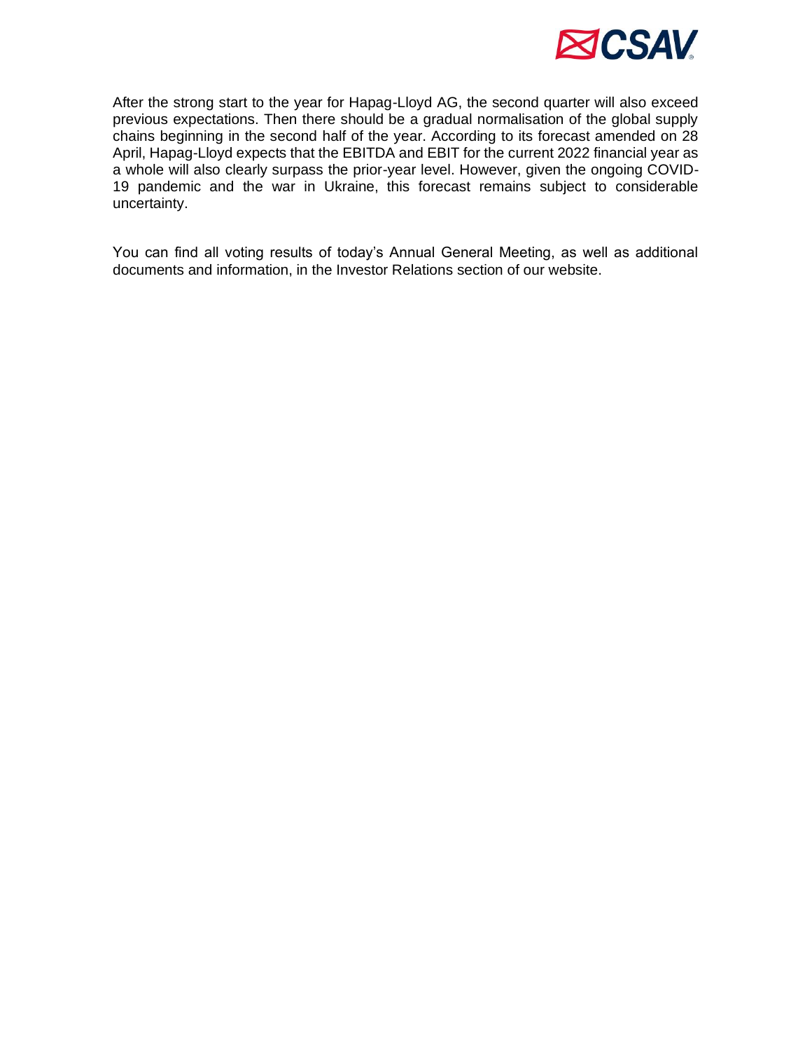After the strong start to the year for Hapag-Lloyd AG, the second quarter will also exceed previous expectations. Then there should be a gradual normalisation of the global supply chains beginning in the second half of the year. According to its forecast amended on 28 April, Hapag-Lloyd expects that the EBITDA and EBIT for the current 2022 financial year as a whole will also clearly surpass the prior-year level. However, given the ongoing COVID-19 pandemic and the war in Ukraine, this forecast remains subject to considerable uncertainty.

You can find all voting results of today's Annual General Meeting, as well as additional documents and information, in the Investor Relations section of our website.